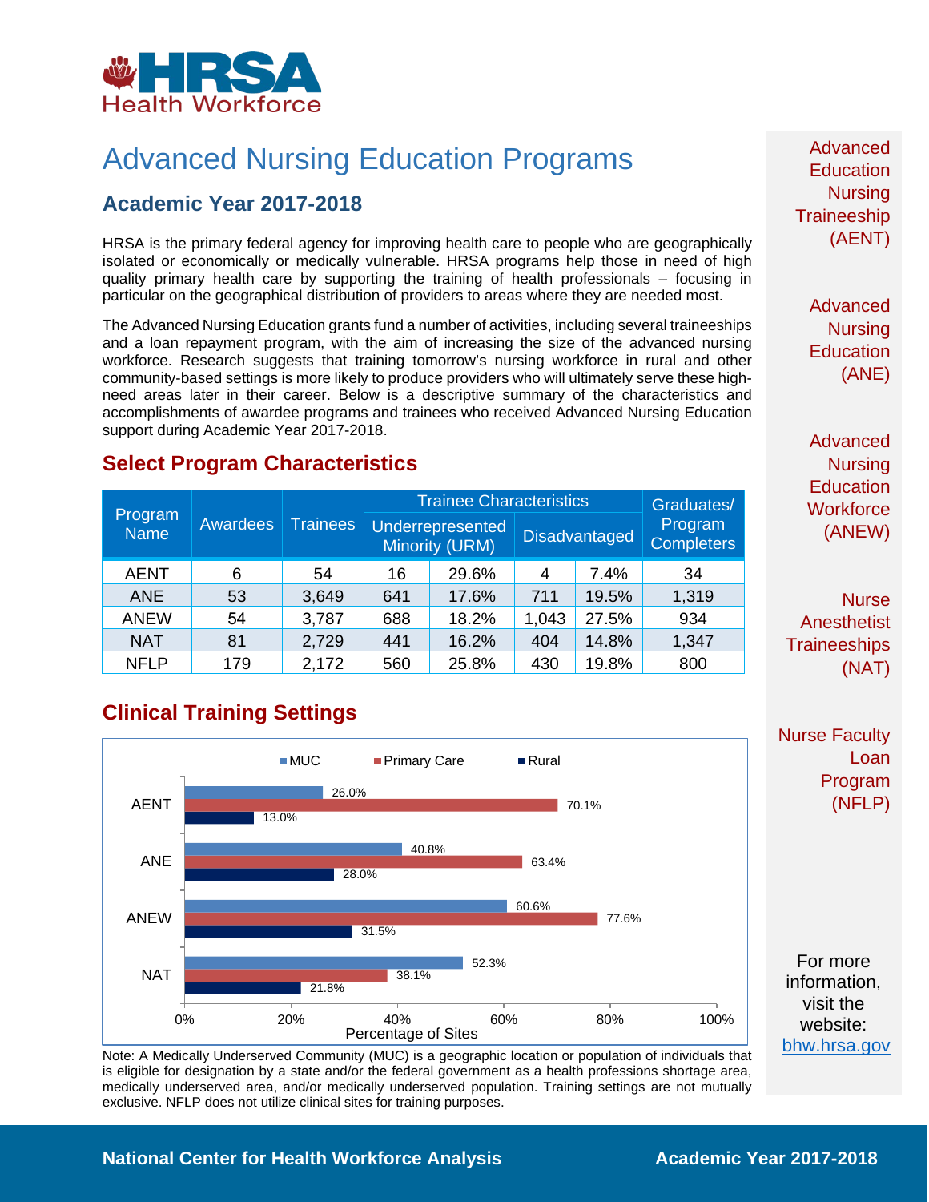# Advanced Nursing Education Programs

## Academic Year 2017-2018

HRSA is the primary federal agency for improving health care to people who are geographically isolated or economically or medically vulnerable. HRSA programs help those in need of high quality primary health care by supporting the training of health professionals – focusing in particular on the geographical distribution of providers to areas where they are needed most.

The Advanced Nursing Education grants fund a number of activities, including several traineeships and a loan repayment program, with the aim of increasing the size of the advanced nursing workforce. Research suggests that training tomorrow's nursing workforce in rural and other community-based settings is more likely to produce providers who will ultimately serve these high-need areas later in their career. Below is a descriptive summary of the characteristics and accomplishments of awardee programs and trainees who received Advanced Nursing Education support during Academic Year 2017-2018.

## Select Program Characteristics

| Program Name | Awardees | Trainees | Trainee Characteristics | | | | Graduates/ Program Completers |
|---|---|---|---|---|---|---|---|
| | | | Underrepresented Minority (URM) | | Disadvantaged | | |
| AENT | 6 | 54 | 16 | 29.6% | 4 | 7.4% | 34 |
| ANE | 53 | 3,649 | 641 | 17.6% | 711 | 19.5% | 1,319 |
| ANEW | 54 | 3,787 | 688 | 18.2% | 1,043 | 27.5% | 934 |
| NAT | 81 | 2,729 | 441 | 16.2% | 404 | 14.8% | 1,347 |
| NFLP | 179 | 2,172 | 560 | 25.8% | 430 | 19.8% | 800 |

## Clinical Training Settings

| Program | MUC | Primary Care | Rural |
|---|---|---|---|
| AENT | 26.0% | 70.1% | 13.0% |
| ANE | 40.8% | 63.4% | 28.0% |
| ANEW | 60.6% | 77.6% | 31.5% |
| NAT | 52.3% | 38.1% | 21.8% |

Percentage of Sites

Note: A Medically Underserved Community (MUC) is a geographic location or population of individuals that is eligible for designation by a state and/or the federal government as a health professions shortage area, medically underserved area, and/or medically underserved population. Training settings are not mutually exclusive. NFLP does not utilize clinical sites for training purposes.

Advanced Education Nursing Traineeship (AENT)

Advanced Nursing Education (ANE)

Advanced Nursing Education Workforce (ANEW)

Nurse Anesthetist Traineeships (NAT)

Nurse Faculty Loan Program (NFLP)

For more information, visit the website: bhw.hrsa.gov

National Center for Health Workforce Analysis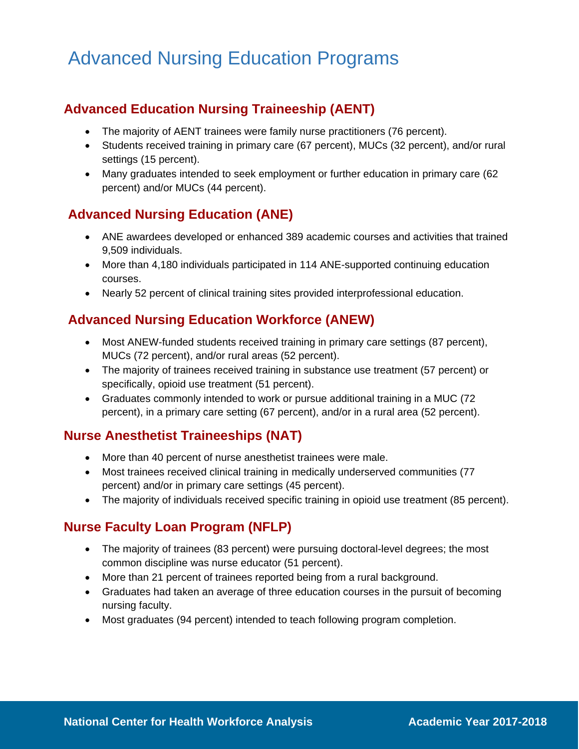# Advanced Nursing Education Programs

## Advanced Education Nursing Traineeship (AENT)

- The majority of AENT trainees were family nurse practitioners (76 percent).
- Students received training in primary care (67 percent), MUCs (32 percent), and/or rural settings (15 percent).
- Many graduates intended to seek employment or further education in primary care (62 percent) and/or MUCs (44 percent).

## Advanced Nursing Education (ANE)

- ANE awardees developed or enhanced 389 academic courses and activities that trained 9,509 individuals.
- More than 4,180 individuals participated in 114 ANE-supported continuing education courses.
- Nearly 52 percent of clinical training sites provided interprofessional education.

## Advanced Nursing Education Workforce (ANEW)

- Most ANEW-funded students received training in primary care settings (87 percent), MUCs (72 percent), and/or rural areas (52 percent).
- The majority of trainees received training in substance use treatment (57 percent) or specifically, opioid use treatment (51 percent).
- Graduates commonly intended to work or pursue additional training in a MUC (72 percent), in a primary care setting (67 percent), and/or in a rural area (52 percent).

## Nurse Anesthetist Traineeships (NAT)

- More than 40 percent of nurse anesthetist trainees were male.
- Most trainees received clinical training in medically underserved communities (77 percent) and/or in primary care settings (45 percent).
- The majority of individuals received specific training in opioid use treatment (85 percent).

## Nurse Faculty Loan Program (NFLP)

- The majority of trainees (83 percent) were pursuing doctoral-level degrees; the most common discipline was nurse educator (51 percent).
- More than 21 percent of trainees reported being from a rural background.
- Graduates had taken an average of three education courses in the pursuit of becoming nursing faculty.
- Most graduates (94 percent) intended to teach following program completion.